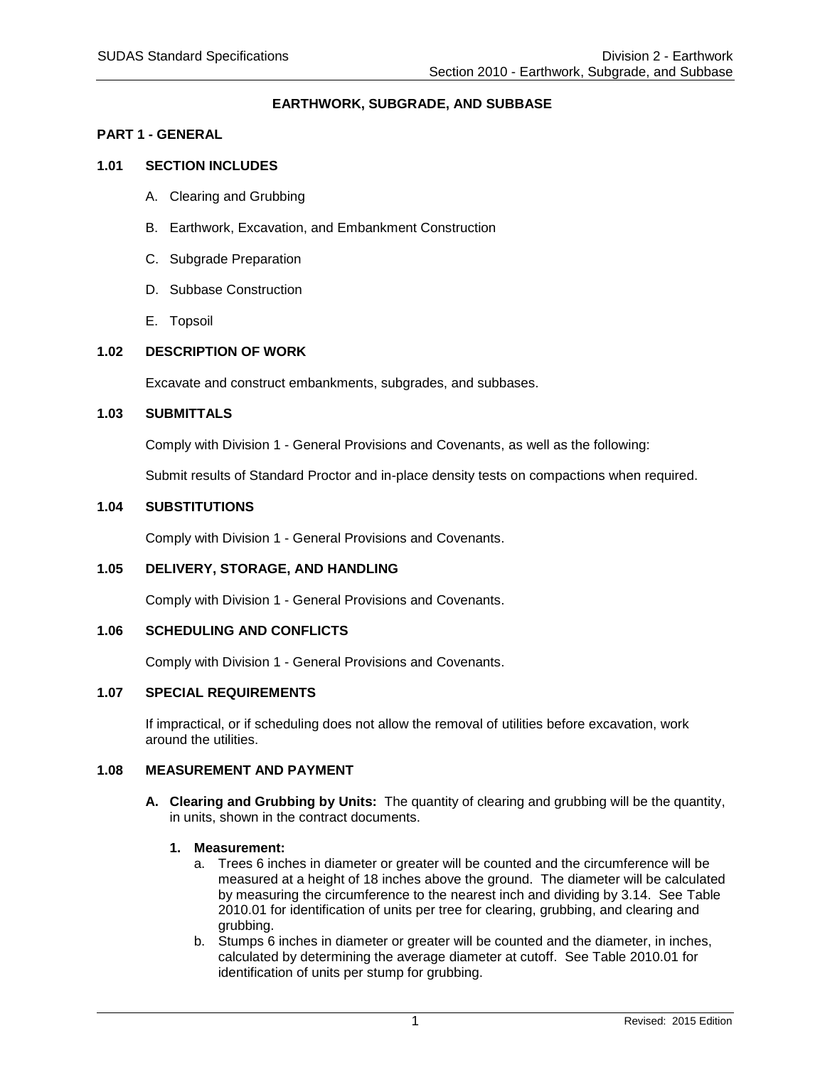# EARTHWORK, SUBGRADE, AND SUBBASE

## PART 1 - GENERAL

### 1.01 SECTION INCLUDES

A. Clearing and Grubbing

B. Earthwork, Excavation, and Embankment Construction

C. Subgrade Preparation

D. Subbase Construction

E. Topsoil

### 1.02 DESCRIPTION OF WORK

Excavate and construct embankments, subgrades, and subbases.

### 1.03 SUBMITTALS

Comply with Division 1 - General Provisions and Covenants, as well as the following:

Submit results of Standard Proctor and in-place density tests on compactions when required.

### 1.04 SUBSTITUTIONS

Comply with Division 1 - General Provisions and Covenants.

### 1.05 DELIVERY, STORAGE, AND HANDLING

Comply with Division 1 - General Provisions and Covenants.

### 1.06 SCHEDULING AND CONFLICTS

Comply with Division 1 - General Provisions and Covenants.

### 1.07 SPECIAL REQUIREMENTS

If impractical, or if scheduling does not allow the removal of utilities before excavation, work around the utilities.

### 1.08 MEASUREMENT AND PAYMENT

**A. Clearing and Grubbing by Units:** The quantity of clearing and grubbing will be the quantity, in units, shown in the contract documents.

**1. Measurement:**

a. Trees 6 inches in diameter or greater will be counted and the circumference will be measured at a height of 18 inches above the ground. The diameter will be calculated by measuring the circumference to the nearest inch and dividing by 3.14. See Table 2010.01 for identification of units per tree for clearing, grubbing, and clearing and grubbing.

b. Stumps 6 inches in diameter or greater will be counted and the diameter, in inches, calculated by determining the average diameter at cutoff. See Table 2010.01 for identification of units per stump for grubbing.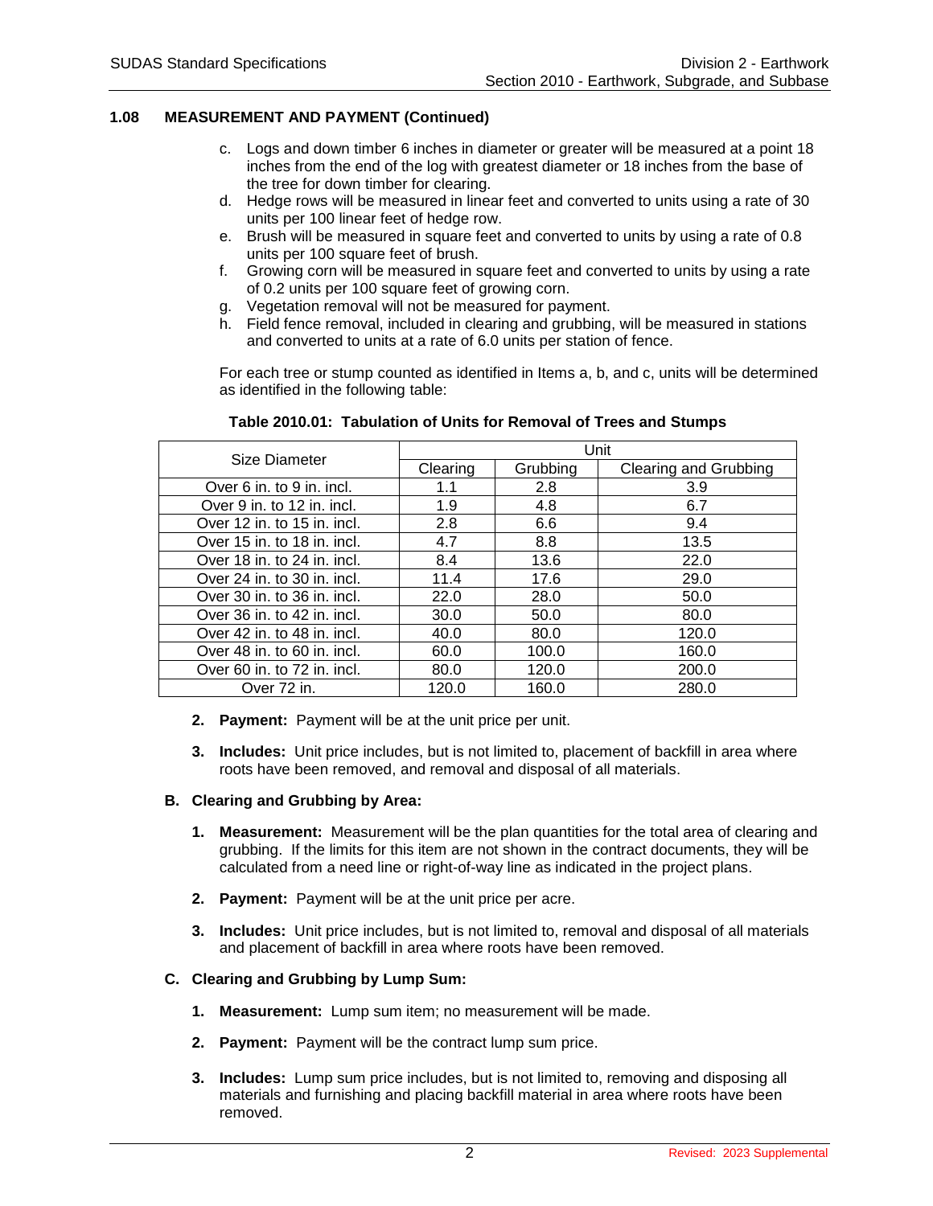### 1.08 MEASUREMENT AND PAYMENT (Continued)

c. Logs and down timber 6 inches in diameter or greater will be measured at a point 18 inches from the end of the log with greatest diameter or 18 inches from the base of the tree for down timber for clearing.

d. Hedge rows will be measured in linear feet and converted to units using a rate of 30 units per 100 linear feet of hedge row.

e. Brush will be measured in square feet and converted to units by using a rate of 0.8 units per 100 square feet of brush.

f. Growing corn will be measured in square feet and converted to units by using a rate of 0.2 units per 100 square feet of growing corn.

g. Vegetation removal will not be measured for payment.

h. Field fence removal, included in clearing and grubbing, will be measured in stations and converted to units at a rate of 6.0 units per station of fence.

For each tree or stump counted as identified in Items a, b, and c, units will be determined as identified in the following table:

**Table 2010.01: Tabulation of Units for Removal of Trees and Stumps**

| Size Diameter | Unit | | |
|---|---|---|---|
| | Clearing | Grubbing | Clearing and Grubbing |
| Over 6 in. to 9 in. incl. | 1.1 | 2.8 | 3.9 |
| Over 9 in. to 12 in. incl. | 1.9 | 4.8 | 6.7 |
| Over 12 in. to 15 in. incl. | 2.8 | 6.6 | 9.4 |
| Over 15 in. to 18 in. incl. | 4.7 | 8.8 | 13.5 |
| Over 18 in. to 24 in. incl. | 8.4 | 13.6 | 22.0 |
| Over 24 in. to 30 in. incl. | 11.4 | 17.6 | 29.0 |
| Over 30 in. to 36 in. incl. | 22.0 | 28.0 | 50.0 |
| Over 36 in. to 42 in. incl. | 30.0 | 50.0 | 80.0 |
| Over 42 in. to 48 in. incl. | 40.0 | 80.0 | 120.0 |
| Over 48 in. to 60 in. incl. | 60.0 | 100.0 | 160.0 |
| Over 60 in. to 72 in. incl. | 80.0 | 120.0 | 200.0 |
| Over 72 in. | 120.0 | 160.0 | 280.0 |

2. **Payment:** Payment will be at the unit price per unit.

3. **Includes:** Unit price includes, but is not limited to, placement of backfill in area where roots have been removed, and removal and disposal of all materials.

#### B. Clearing and Grubbing by Area:

1. **Measurement:** Measurement will be the plan quantities for the total area of clearing and grubbing. If the limits for this item are not shown in the contract documents, they will be calculated from a need line or right-of-way line as indicated in the project plans.

2. **Payment:** Payment will be at the unit price per acre.

3. **Includes:** Unit price includes, but is not limited to, removal and disposal of all materials and placement of backfill in area where roots have been removed.

#### C. Clearing and Grubbing by Lump Sum:

1. **Measurement:** Lump sum item; no measurement will be made.

2. **Payment:** Payment will be the contract lump sum price.

3. **Includes:** Lump sum price includes, but is not limited to, removing and disposing all materials and furnishing and placing backfill material in area where roots have been removed.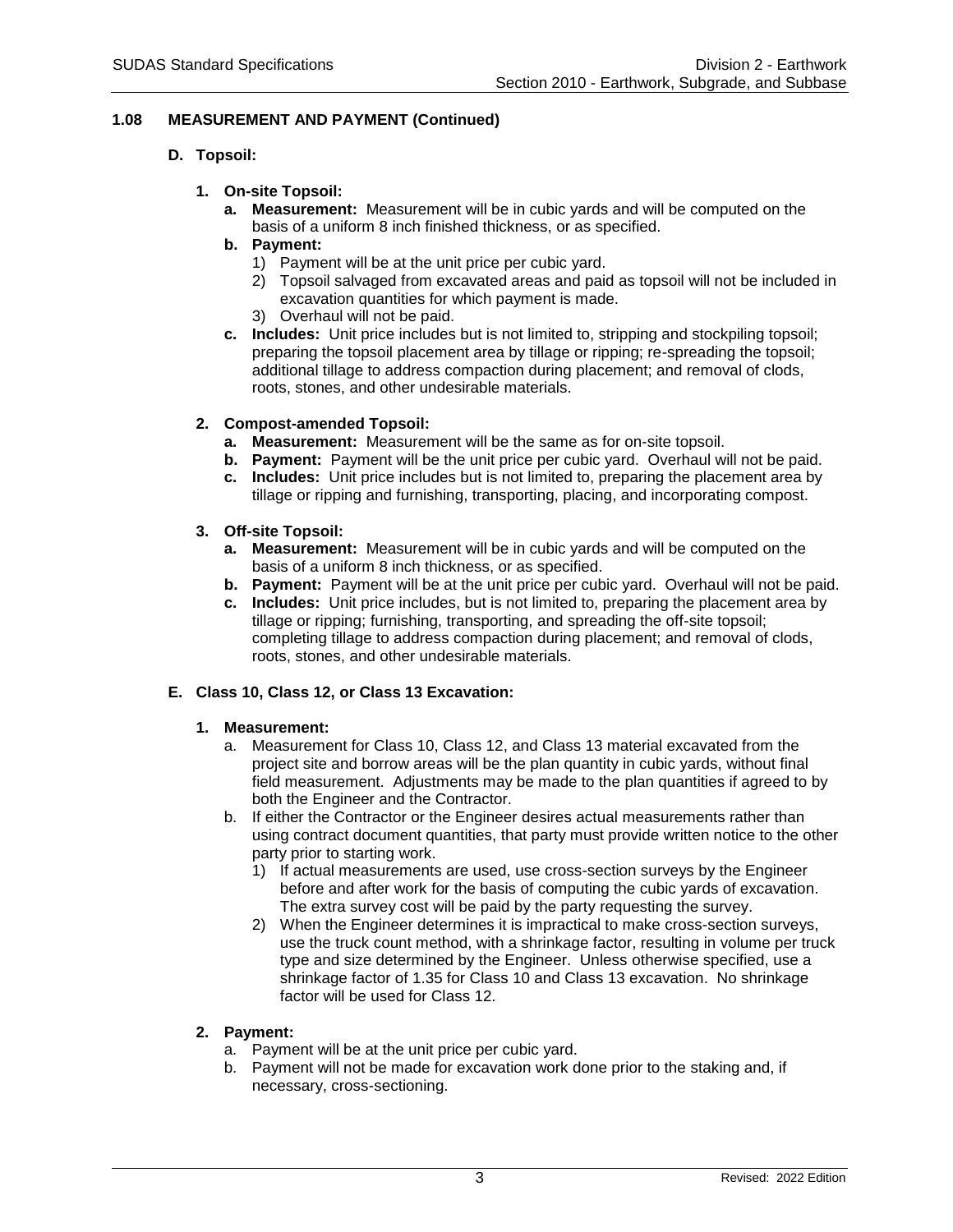## 1.08 MEASUREMENT AND PAYMENT (Continued)

### D. Topsoil:

**1. On-site Topsoil:**

**a. Measurement:** Measurement will be in cubic yards and will be computed on the basis of a uniform 8 inch finished thickness, or as specified.

**b. Payment:**

1) Payment will be at the unit price per cubic yard.
2) Topsoil salvaged from excavated areas and paid as topsoil will not be included in excavation quantities for which payment is made.
3) Overhaul will not be paid.

**c. Includes:** Unit price includes but is not limited to, stripping and stockpiling topsoil; preparing the topsoil placement area by tillage or ripping; re-spreading the topsoil; additional tillage to address compaction during placement; and removal of clods, roots, stones, and other undesirable materials.

**2. Compost-amended Topsoil:**

**a. Measurement:** Measurement will be the same as for on-site topsoil.

**b. Payment:** Payment will be the unit price per cubic yard. Overhaul will not be paid.

**c. Includes:** Unit price includes but is not limited to, preparing the placement area by tillage or ripping and furnishing, transporting, placing, and incorporating compost.

**3. Off-site Topsoil:**

**a. Measurement:** Measurement will be in cubic yards and will be computed on the basis of a uniform 8 inch thickness, or as specified.

**b. Payment:** Payment will be at the unit price per cubic yard. Overhaul will not be paid.

**c. Includes:** Unit price includes, but is not limited to, preparing the placement area by tillage or ripping; furnishing, transporting, and spreading the off-site topsoil; completing tillage to address compaction during placement; and removal of clods, roots, stones, and other undesirable materials.

### E. Class 10, Class 12, or Class 13 Excavation:

**1. Measurement:**

a. Measurement for Class 10, Class 12, and Class 13 material excavated from the project site and borrow areas will be the plan quantity in cubic yards, without final field measurement. Adjustments may be made to the plan quantities if agreed to by both the Engineer and the Contractor.

b. If either the Contractor or the Engineer desires actual measurements rather than using contract document quantities, that party must provide written notice to the other party prior to starting work.

1) If actual measurements are used, use cross-section surveys by the Engineer before and after work for the basis of computing the cubic yards of excavation. The extra survey cost will be paid by the party requesting the survey.
2) When the Engineer determines it is impractical to make cross-section surveys, use the truck count method, with a shrinkage factor, resulting in volume per truck type and size determined by the Engineer. Unless otherwise specified, use a shrinkage factor of 1.35 for Class 10 and Class 13 excavation. No shrinkage factor will be used for Class 12.

**2. Payment:**

a. Payment will be at the unit price per cubic yard.

b. Payment will not be made for excavation work done prior to the staking and, if necessary, cross-sectioning.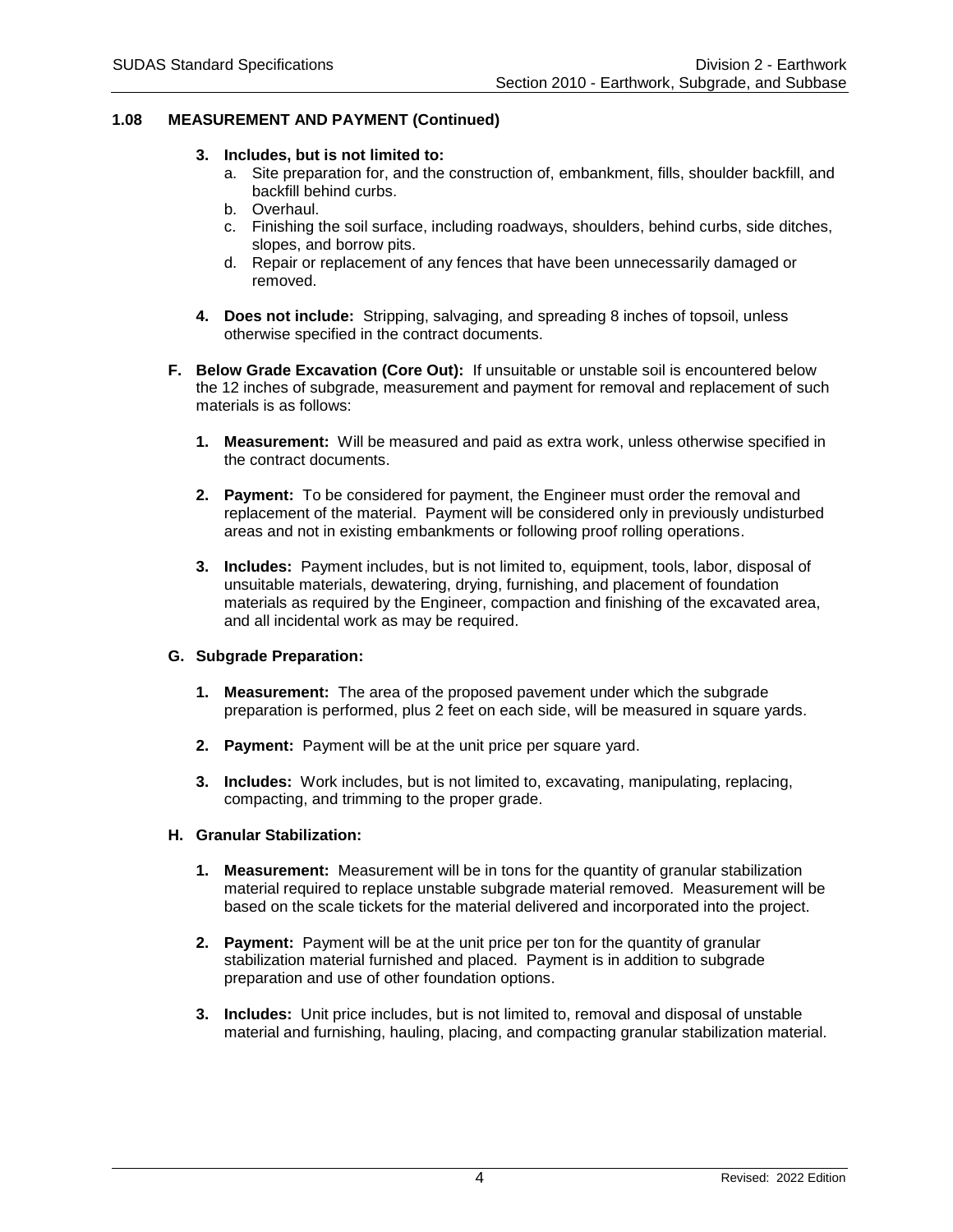## 1.08 MEASUREMENT AND PAYMENT (Continued)

**3. Includes, but is not limited to:**

a. Site preparation for, and the construction of, embankment, fills, shoulder backfill, and backfill behind curbs.
b. Overhaul.
c. Finishing the soil surface, including roadways, shoulders, behind curbs, side ditches, slopes, and borrow pits.
d. Repair or replacement of any fences that have been unnecessarily damaged or removed.

**4. Does not include:** Stripping, salvaging, and spreading 8 inches of topsoil, unless otherwise specified in the contract documents.

**F. Below Grade Excavation (Core Out):** If unsuitable or unstable soil is encountered below the 12 inches of subgrade, measurement and payment for removal and replacement of such materials is as follows:

**1. Measurement:** Will be measured and paid as extra work, unless otherwise specified in the contract documents.

**2. Payment:** To be considered for payment, the Engineer must order the removal and replacement of the material. Payment will be considered only in previously undisturbed areas and not in existing embankments or following proof rolling operations.

**3. Includes:** Payment includes, but is not limited to, equipment, tools, labor, disposal of unsuitable materials, dewatering, drying, furnishing, and placement of foundation materials as required by the Engineer, compaction and finishing of the excavated area, and all incidental work as may be required.

**G. Subgrade Preparation:**

**1. Measurement:** The area of the proposed pavement under which the subgrade preparation is performed, plus 2 feet on each side, will be measured in square yards.

**2. Payment:** Payment will be at the unit price per square yard.

**3. Includes:** Work includes, but is not limited to, excavating, manipulating, replacing, compacting, and trimming to the proper grade.

**H. Granular Stabilization:**

**1. Measurement:** Measurement will be in tons for the quantity of granular stabilization material required to replace unstable subgrade material removed. Measurement will be based on the scale tickets for the material delivered and incorporated into the project.

**2. Payment:** Payment will be at the unit price per ton for the quantity of granular stabilization material furnished and placed. Payment is in addition to subgrade preparation and use of other foundation options.

**3. Includes:** Unit price includes, but is not limited to, removal and disposal of unstable material and furnishing, hauling, placing, and compacting granular stabilization material.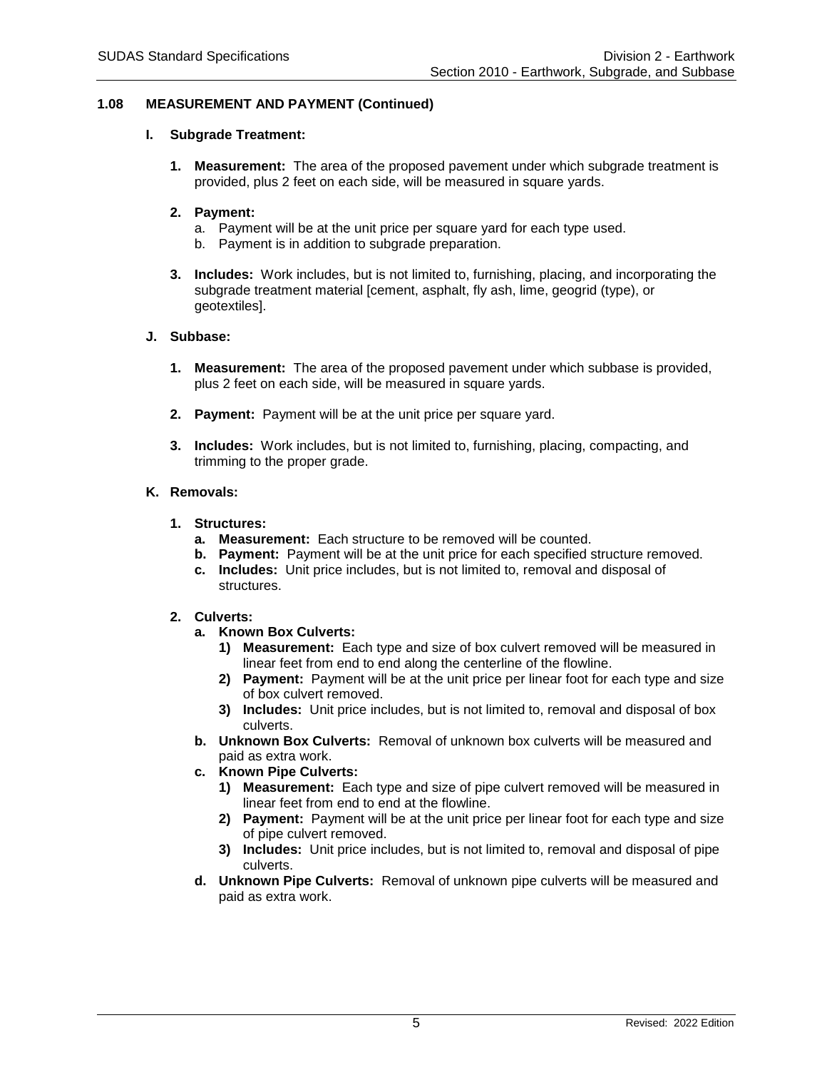## 1.08 MEASUREMENT AND PAYMENT (Continued)

### I. Subgrade Treatment:

1. **Measurement:** The area of the proposed pavement under which subgrade treatment is provided, plus 2 feet on each side, will be measured in square yards.

2. **Payment:**
   a. Payment will be at the unit price per square yard for each type used.
   b. Payment is in addition to subgrade preparation.

3. **Includes:** Work includes, but is not limited to, furnishing, placing, and incorporating the subgrade treatment material [cement, asphalt, fly ash, lime, geogrid (type), or geotextiles].

### J. Subbase:

1. **Measurement:** The area of the proposed pavement under which subbase is provided, plus 2 feet on each side, will be measured in square yards.

2. **Payment:** Payment will be at the unit price per square yard.

3. **Includes:** Work includes, but is not limited to, furnishing, placing, compacting, and trimming to the proper grade.

### K. Removals:

1. **Structures:**
   a. **Measurement:** Each structure to be removed will be counted.
   b. **Payment:** Payment will be at the unit price for each specified structure removed.
   c. **Includes:** Unit price includes, but is not limited to, removal and disposal of structures.

2. **Culverts:**
   a. **Known Box Culverts:**
      1) **Measurement:** Each type and size of box culvert removed will be measured in linear feet from end to end along the centerline of the flowline.
      2) **Payment:** Payment will be at the unit price per linear foot for each type and size of box culvert removed.
      3) **Includes:** Unit price includes, but is not limited to, removal and disposal of box culverts.
   b. **Unknown Box Culverts:** Removal of unknown box culverts will be measured and paid as extra work.
   c. **Known Pipe Culverts:**
      1) **Measurement:** Each type and size of pipe culvert removed will be measured in linear feet from end to end at the flowline.
      2) **Payment:** Payment will be at the unit price per linear foot for each type and size of pipe culvert removed.
      3) **Includes:** Unit price includes, but is not limited to, removal and disposal of pipe culverts.
   d. **Unknown Pipe Culverts:** Removal of unknown pipe culverts will be measured and paid as extra work.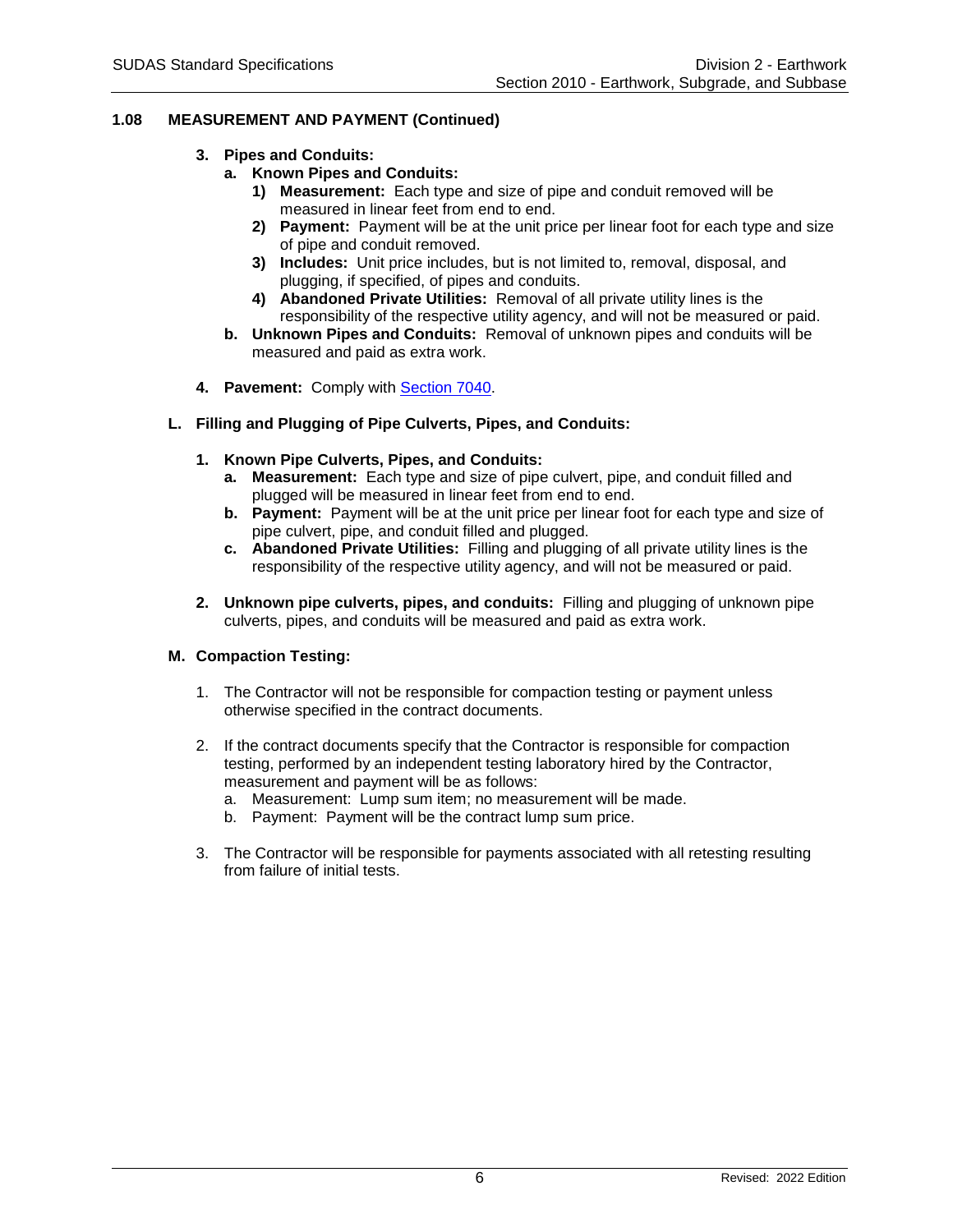## 1.08 MEASUREMENT AND PAYMENT (Continued)

3. **Pipes and Conduits:**
   a. **Known Pipes and Conduits:**
      1) **Measurement:** Each type and size of pipe and conduit removed will be measured in linear feet from end to end.
      2) **Payment:** Payment will be at the unit price per linear foot for each type and size of pipe and conduit removed.
      3) **Includes:** Unit price includes, but is not limited to, removal, disposal, and plugging, if specified, of pipes and conduits.
      4) **Abandoned Private Utilities:** Removal of all private utility lines is the responsibility of the respective utility agency, and will not be measured or paid.
   b. **Unknown Pipes and Conduits:** Removal of unknown pipes and conduits will be measured and paid as extra work.

4. **Pavement:** Comply with Section 7040.

### L. Filling and Plugging of Pipe Culverts, Pipes, and Conduits:

1. **Known Pipe Culverts, Pipes, and Conduits:**
   a. **Measurement:** Each type and size of pipe culvert, pipe, and conduit filled and plugged will be measured in linear feet from end to end.
   b. **Payment:** Payment will be at the unit price per linear foot for each type and size of pipe culvert, pipe, and conduit filled and plugged.
   c. **Abandoned Private Utilities:** Filling and plugging of all private utility lines is the responsibility of the respective utility agency, and will not be measured or paid.

2. **Unknown pipe culverts, pipes, and conduits:** Filling and plugging of unknown pipe culverts, pipes, and conduits will be measured and paid as extra work.

### M. Compaction Testing:

1. The Contractor will not be responsible for compaction testing or payment unless otherwise specified in the contract documents.

2. If the contract documents specify that the Contractor is responsible for compaction testing, performed by an independent testing laboratory hired by the Contractor, measurement and payment will be as follows:
   a. Measurement: Lump sum item; no measurement will be made.
   b. Payment: Payment will be the contract lump sum price.

3. The Contractor will be responsible for payments associated with all retesting resulting from failure of initial tests.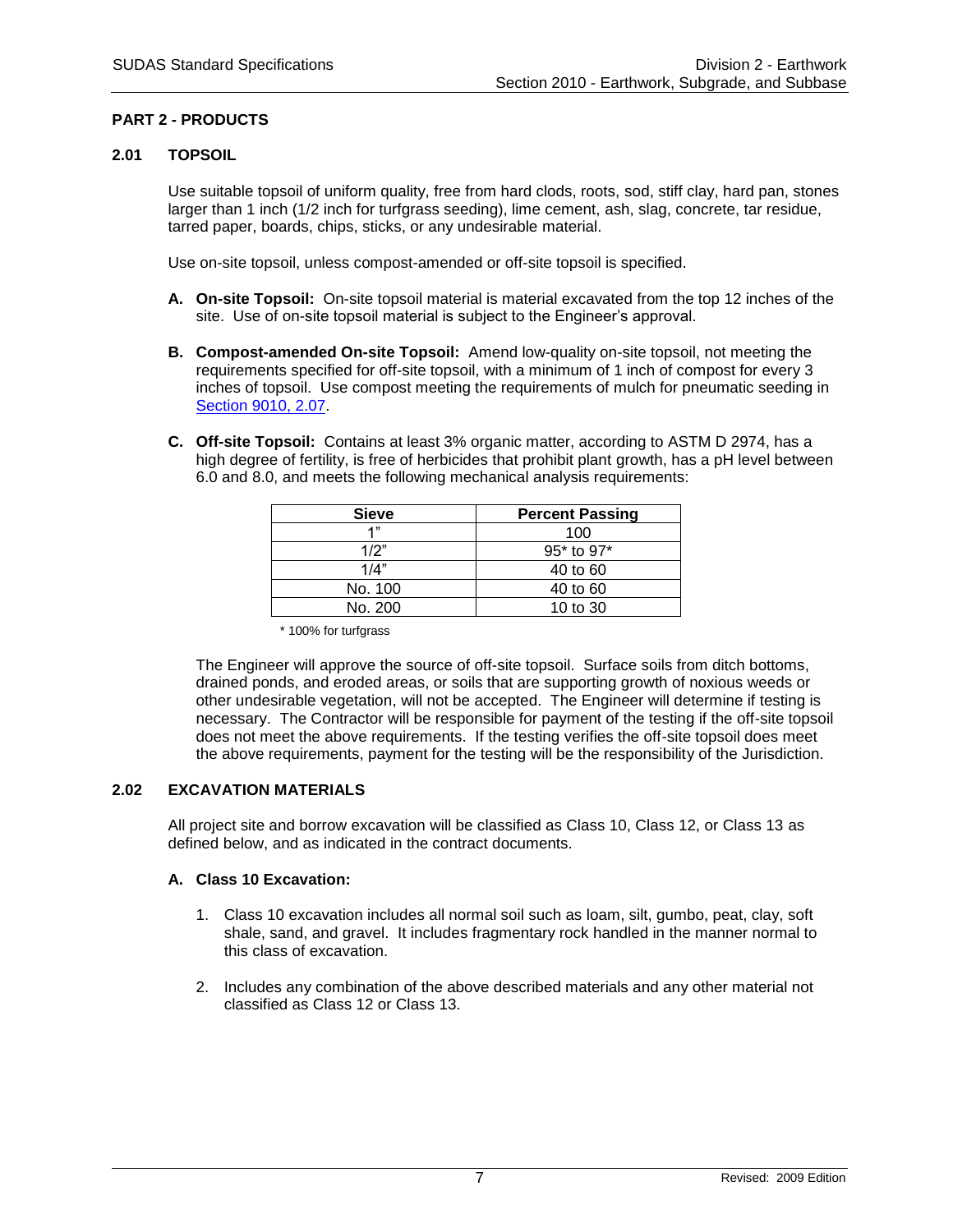## PART 2 - PRODUCTS

### 2.01 TOPSOIL

Use suitable topsoil of uniform quality, free from hard clods, roots, sod, stiff clay, hard pan, stones larger than 1 inch (1/2 inch for turfgrass seeding), lime cement, ash, slag, concrete, tar residue, tarred paper, boards, chips, sticks, or any undesirable material.

Use on-site topsoil, unless compost-amended or off-site topsoil is specified.

**A. On-site Topsoil:** On-site topsoil material is material excavated from the top 12 inches of the site. Use of on-site topsoil material is subject to the Engineer's approval.

**B. Compost-amended On-site Topsoil:** Amend low-quality on-site topsoil, not meeting the requirements specified for off-site topsoil, with a minimum of 1 inch of compost for every 3 inches of topsoil. Use compost meeting the requirements of mulch for pneumatic seeding in Section 9010, 2.07.

**C. Off-site Topsoil:** Contains at least 3% organic matter, according to ASTM D 2974, has a high degree of fertility, is free of herbicides that prohibit plant growth, has a pH level between 6.0 and 8.0, and meets the following mechanical analysis requirements:

| Sieve | Percent Passing |
|---|---|
| 1" | 100 |
| 1/2" | 95* to 97* |
| 1/4" | 40 to 60 |
| No. 100 | 40 to 60 |
| No. 200 | 10 to 30 |

\* 100% for turfgrass

The Engineer will approve the source of off-site topsoil. Surface soils from ditch bottoms, drained ponds, and eroded areas, or soils that are supporting growth of noxious weeds or other undesirable vegetation, will not be accepted. The Engineer will determine if testing is necessary. The Contractor will be responsible for payment of the testing if the off-site topsoil does not meet the above requirements. If the testing verifies the off-site topsoil does meet the above requirements, payment for the testing will be the responsibility of the Jurisdiction.

### 2.02 EXCAVATION MATERIALS

All project site and borrow excavation will be classified as Class 10, Class 12, or Class 13 as defined below, and as indicated in the contract documents.

**A. Class 10 Excavation:**

1. Class 10 excavation includes all normal soil such as loam, silt, gumbo, peat, clay, soft shale, sand, and gravel. It includes fragmentary rock handled in the manner normal to this class of excavation.

2. Includes any combination of the above described materials and any other material not classified as Class 12 or Class 13.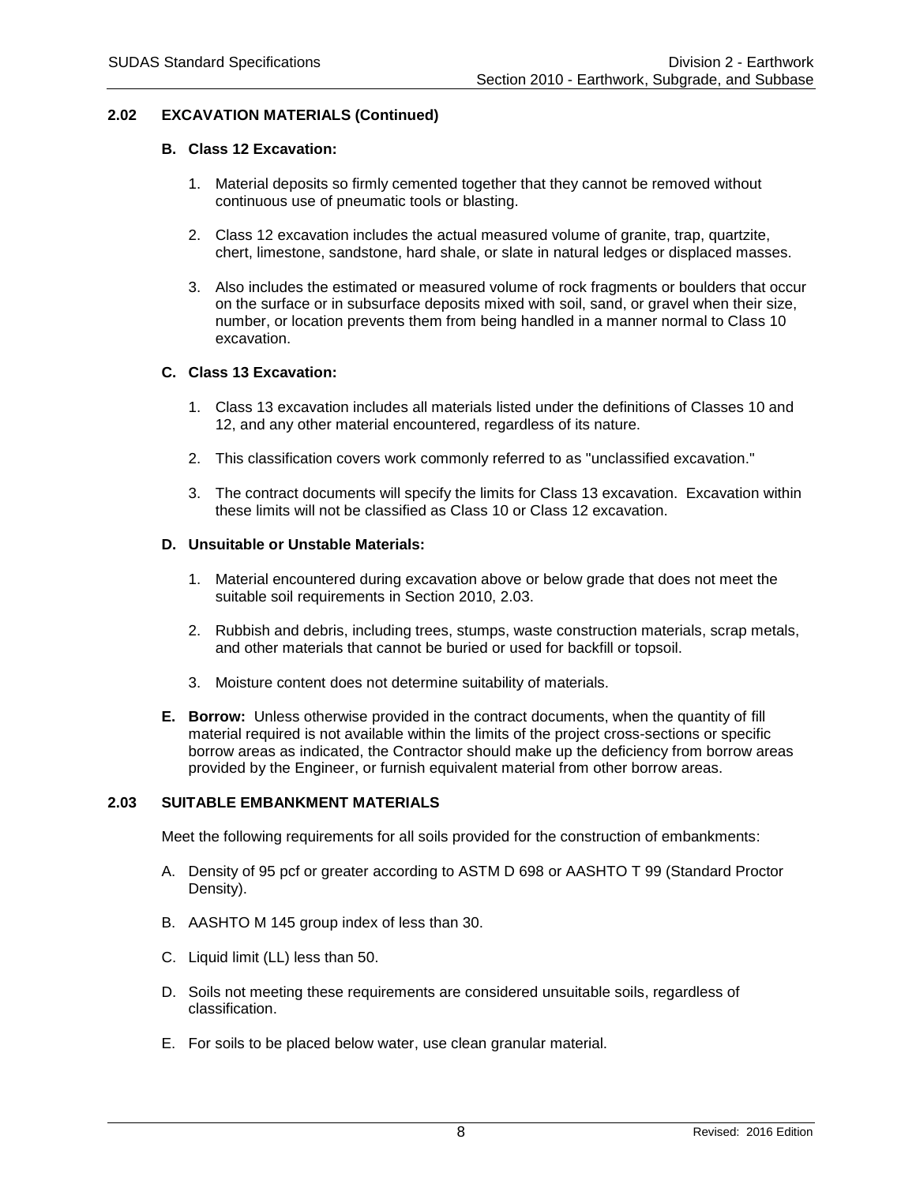## 2.02 EXCAVATION MATERIALS (Continued)

### B. Class 12 Excavation:

1. Material deposits so firmly cemented together that they cannot be removed without continuous use of pneumatic tools or blasting.

2. Class 12 excavation includes the actual measured volume of granite, trap, quartzite, chert, limestone, sandstone, hard shale, or slate in natural ledges or displaced masses.

3. Also includes the estimated or measured volume of rock fragments or boulders that occur on the surface or in subsurface deposits mixed with soil, sand, or gravel when their size, number, or location prevents them from being handled in a manner normal to Class 10 excavation.

### C. Class 13 Excavation:

1. Class 13 excavation includes all materials listed under the definitions of Classes 10 and 12, and any other material encountered, regardless of its nature.

2. This classification covers work commonly referred to as "unclassified excavation."

3. The contract documents will specify the limits for Class 13 excavation. Excavation within these limits will not be classified as Class 10 or Class 12 excavation.

### D. Unsuitable or Unstable Materials:

1. Material encountered during excavation above or below grade that does not meet the suitable soil requirements in Section 2010, 2.03.

2. Rubbish and debris, including trees, stumps, waste construction materials, scrap metals, and other materials that cannot be buried or used for backfill or topsoil.

3. Moisture content does not determine suitability of materials.

**E. Borrow:** Unless otherwise provided in the contract documents, when the quantity of fill material required is not available within the limits of the project cross-sections or specific borrow areas as indicated, the Contractor should make up the deficiency from borrow areas provided by the Engineer, or furnish equivalent material from other borrow areas.

## 2.03 SUITABLE EMBANKMENT MATERIALS

Meet the following requirements for all soils provided for the construction of embankments:

A. Density of 95 pcf or greater according to ASTM D 698 or AASHTO T 99 (Standard Proctor Density).

B. AASHTO M 145 group index of less than 30.

C. Liquid limit (LL) less than 50.

D. Soils not meeting these requirements are considered unsuitable soils, regardless of classification.

E. For soils to be placed below water, use clean granular material.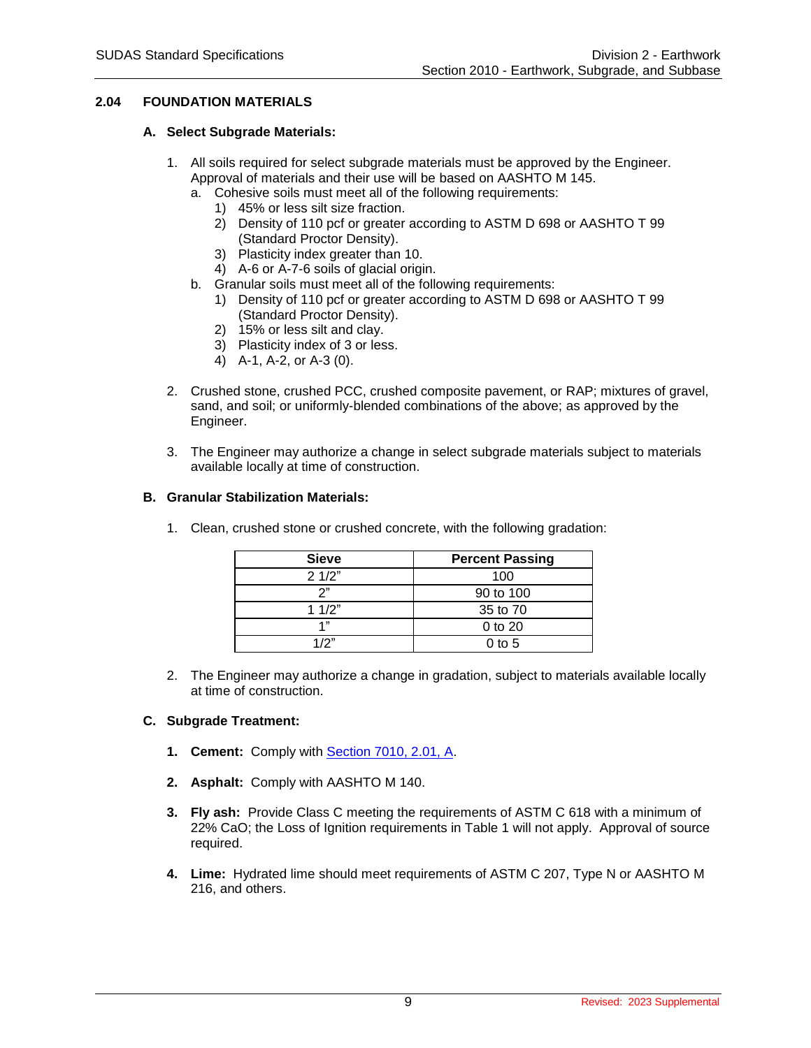## 2.04 FOUNDATION MATERIALS

### A. Select Subgrade Materials:

1. All soils required for select subgrade materials must be approved by the Engineer. Approval of materials and their use will be based on AASHTO M 145.
   a. Cohesive soils must meet all of the following requirements:
      1) 45% or less silt size fraction.
      2) Density of 110 pcf or greater according to ASTM D 698 or AASHTO T 99 (Standard Proctor Density).
      3) Plasticity index greater than 10.
      4) A-6 or A-7-6 soils of glacial origin.
   b. Granular soils must meet all of the following requirements:
      1) Density of 110 pcf or greater according to ASTM D 698 or AASHTO T 99 (Standard Proctor Density).
      2) 15% or less silt and clay.
      3) Plasticity index of 3 or less.
      4) A-1, A-2, or A-3 (0).

2. Crushed stone, crushed PCC, crushed composite pavement, or RAP; mixtures of gravel, sand, and soil; or uniformly-blended combinations of the above; as approved by the Engineer.

3. The Engineer may authorize a change in select subgrade materials subject to materials available locally at time of construction.

### B. Granular Stabilization Materials:

1. Clean, crushed stone or crushed concrete, with the following gradation:

| Sieve | Percent Passing |
|---|---|
| 2 1/2" | 100 |
| 2" | 90 to 100 |
| 1 1/2" | 35 to 70 |
| 1" | 0 to 20 |
| 1/2" | 0 to 5 |

2. The Engineer may authorize a change in gradation, subject to materials available locally at time of construction.

### C. Subgrade Treatment:

1. **Cement:** Comply with Section 7010, 2.01, A.

2. **Asphalt:** Comply with AASHTO M 140.

3. **Fly ash:** Provide Class C meeting the requirements of ASTM C 618 with a minimum of 22% CaO; the Loss of Ignition requirements in Table 1 will not apply. Approval of source required.

4. **Lime:** Hydrated lime should meet requirements of ASTM C 207, Type N or AASHTO M 216, and others.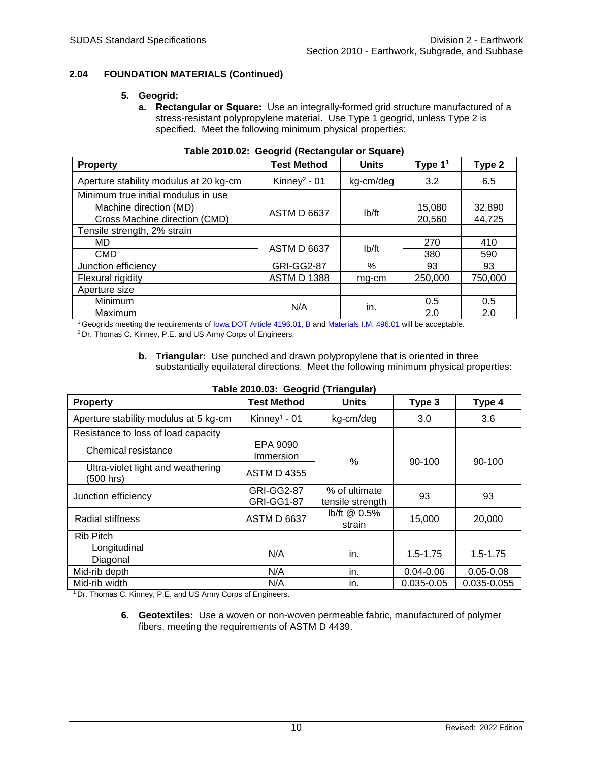## 2.04 FOUNDATION MATERIALS (Continued)

**5. Geogrid:**

**a. Rectangular or Square:** Use an integrally-formed grid structure manufactured of a stress-resistant polypropylene material. Use Type 1 geogrid, unless Type 2 is specified. Meet the following minimum physical properties:

**Table 2010.02: Geogrid (Rectangular or Square)**

| Property | Test Method | Units | Type 1[1] | Type 2 |
|---|---|---|---|---|
| Aperture stability modulus at 20 kg-cm | Kinney[2] - 01 | kg-cm/deg | 3.2 | 6.5 |
| Minimum true initial modulus in use | | | | |
| Machine direction (MD) | ASTM D 6637 | lb/ft | 15,080 | 32,890 |
| Cross Machine direction (CMD) | ASTM D 6637 | lb/ft | 20,560 | 44,725 |
| Tensile strength, 2% strain | | | | |
| MD | ASTM D 6637 | lb/ft | 270 | 410 |
| CMD | ASTM D 6637 | lb/ft | 380 | 590 |
| Junction efficiency | GRI-GG2-87 | % | 93 | 93 |
| Flexural rigidity | ASTM D 1388 | mg-cm | 250,000 | 750,000 |
| Aperture size | | | | |
| Minimum | N/A | in. | 0.5 | 0.5 |
| Maximum | N/A | in. | 2.0 | 2.0 |

[1] Geogrids meeting the requirements of Iowa DOT Article 4196.01, B and Materials I.M. 496.01 will be acceptable.

[2] Dr. Thomas C. Kinney, P.E. and US Army Corps of Engineers.

**b. Triangular:** Use punched and drawn polypropylene that is oriented in three substantially equilateral directions. Meet the following minimum physical properties:

**Table 2010.03: Geogrid (Triangular)**

| Property | Test Method | Units | Type 3 | Type 4 |
|---|---|---|---|---|
| Aperture stability modulus at 5 kg-cm | Kinney[1] - 01 | kg-cm/deg | 3.0 | 3.6 |
| Resistance to loss of load capacity | | | | |
| Chemical resistance | EPA 9090 Immersion | % | 90-100 | 90-100 |
| Ultra-violet light and weathering (500 hrs) | ASTM D 4355 | % | 90-100 | 90-100 |
| Junction efficiency | GRI-GG2-87 GRI-GG1-87 | % of ultimate tensile strength | 93 | 93 |
| Radial stiffness | ASTM D 6637 | lb/ft @ 0.5% strain | 15,000 | 20,000 |
| Rib Pitch | | | | |
| Longitudinal | N/A | in. | 1.5-1.75 | 1.5-1.75 |
| Diagonal | N/A | in. | 1.5-1.75 | 1.5-1.75 |
| Mid-rib depth | N/A | in. | 0.04-0.06 | 0.05-0.08 |
| Mid-rib width | N/A | in. | 0.035-0.05 | 0.035-0.055 |

[1] Dr. Thomas C. Kinney, P.E. and US Army Corps of Engineers.

**6. Geotextiles:** Use a woven or non-woven permeable fabric, manufactured of polymer fibers, meeting the requirements of ASTM D 4439.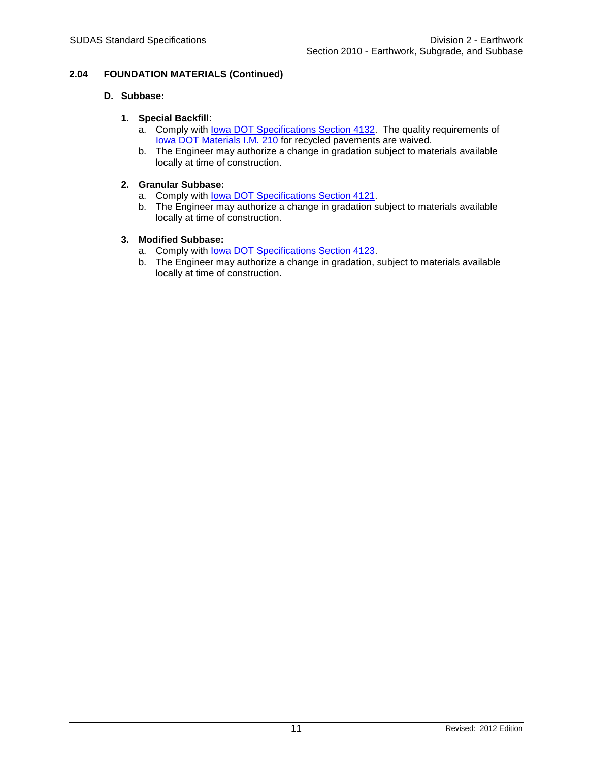## 2.04 FOUNDATION MATERIALS (Continued)

### D. Subbase:

**1. Special Backfill:**

a. Comply with Iowa DOT Specifications Section 4132. The quality requirements of Iowa DOT Materials I.M. 210 for recycled pavements are waived.

b. The Engineer may authorize a change in gradation subject to materials available locally at time of construction.

**2. Granular Subbase:**

a. Comply with Iowa DOT Specifications Section 4121.

b. The Engineer may authorize a change in gradation subject to materials available locally at time of construction.

**3. Modified Subbase:**

a. Comply with Iowa DOT Specifications Section 4123.

b. The Engineer may authorize a change in gradation, subject to materials available locally at time of construction.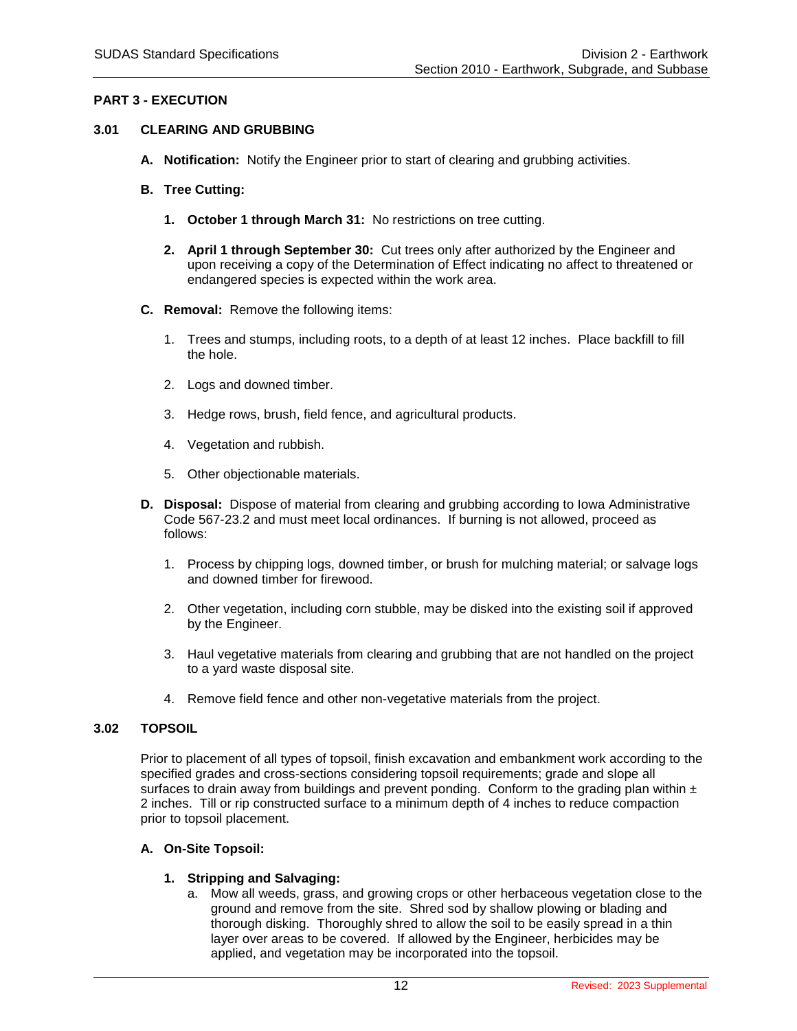## PART 3 - EXECUTION

### 3.01 CLEARING AND GRUBBING

**A. Notification:** Notify the Engineer prior to start of clearing and grubbing activities.

**B. Tree Cutting:**

1. **October 1 through March 31:** No restrictions on tree cutting.

2. **April 1 through September 30:** Cut trees only after authorized by the Engineer and upon receiving a copy of the Determination of Effect indicating no affect to threatened or endangered species is expected within the work area.

**C. Removal:** Remove the following items:

1. Trees and stumps, including roots, to a depth of at least 12 inches. Place backfill to fill the hole.

2. Logs and downed timber.

3. Hedge rows, brush, field fence, and agricultural products.

4. Vegetation and rubbish.

5. Other objectionable materials.

**D. Disposal:** Dispose of material from clearing and grubbing according to Iowa Administrative Code 567-23.2 and must meet local ordinances. If burning is not allowed, proceed as follows:

1. Process by chipping logs, downed timber, or brush for mulching material; or salvage logs and downed timber for firewood.

2. Other vegetation, including corn stubble, may be disked into the existing soil if approved by the Engineer.

3. Haul vegetative materials from clearing and grubbing that are not handled on the project to a yard waste disposal site.

4. Remove field fence and other non-vegetative materials from the project.

### 3.02 TOPSOIL

Prior to placement of all types of topsoil, finish excavation and embankment work according to the specified grades and cross-sections considering topsoil requirements; grade and slope all surfaces to drain away from buildings and prevent ponding. Conform to the grading plan within ± 2 inches. Till or rip constructed surface to a minimum depth of 4 inches to reduce compaction prior to topsoil placement.

**A. On-Site Topsoil:**

1. **Stripping and Salvaging:**
   a. Mow all weeds, grass, and growing crops or other herbaceous vegetation close to the ground and remove from the site. Shred sod by shallow plowing or blading and thorough disking. Thoroughly shred to allow the soil to be easily spread in a thin layer over areas to be covered. If allowed by the Engineer, herbicides may be applied, and vegetation may be incorporated into the topsoil.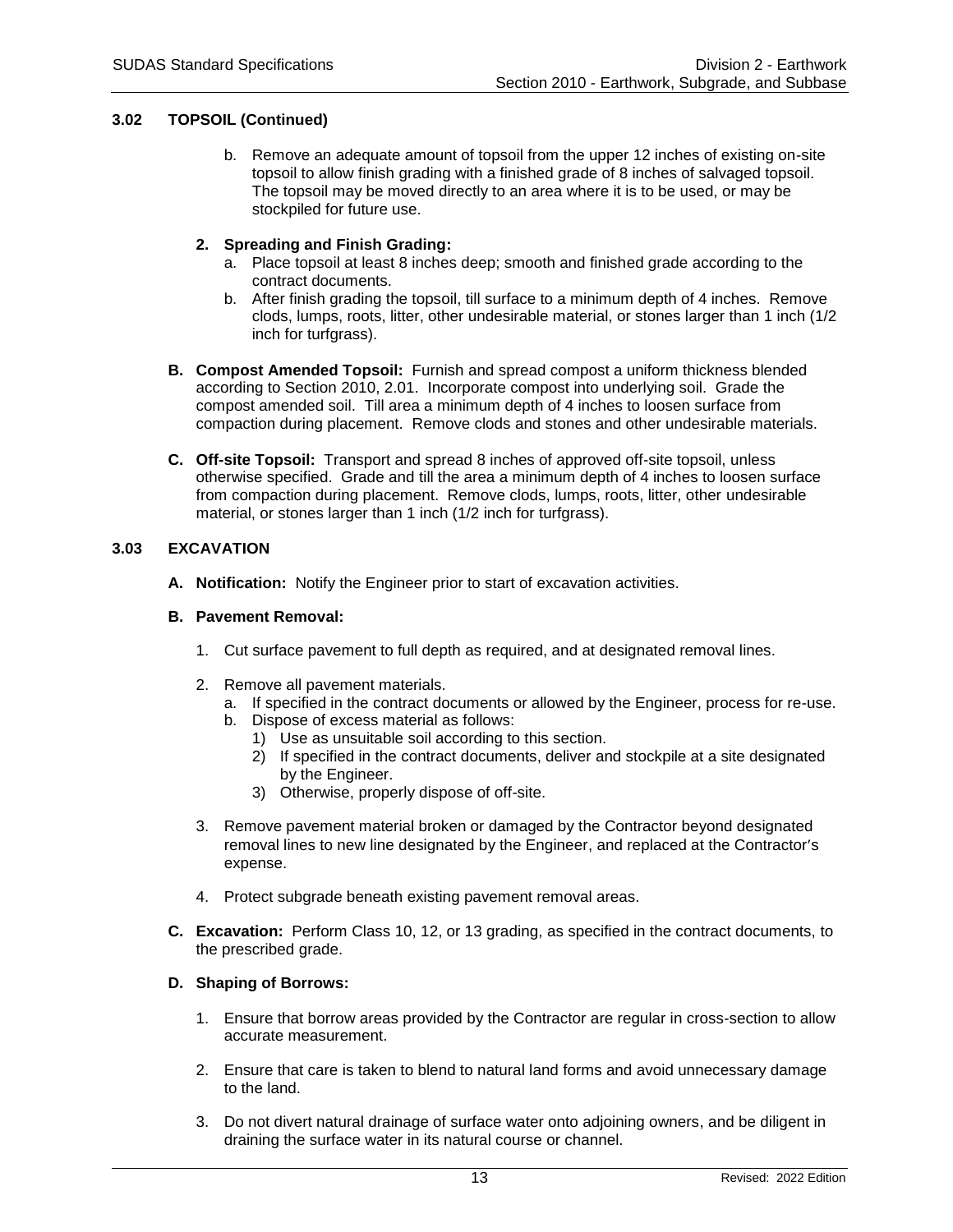### 3.02 TOPSOIL (Continued)

b. Remove an adequate amount of topsoil from the upper 12 inches of existing on-site topsoil to allow finish grading with a finished grade of 8 inches of salvaged topsoil. The topsoil may be moved directly to an area where it is to be used, or may be stockpiled for future use.

**2. Spreading and Finish Grading:**

a. Place topsoil at least 8 inches deep; smooth and finished grade according to the contract documents.

b. After finish grading the topsoil, till surface to a minimum depth of 4 inches. Remove clods, lumps, roots, litter, other undesirable material, or stones larger than 1 inch (1/2 inch for turfgrass).

**B. Compost Amended Topsoil:** Furnish and spread compost a uniform thickness blended according to Section 2010, 2.01. Incorporate compost into underlying soil. Grade the compost amended soil. Till area a minimum depth of 4 inches to loosen surface from compaction during placement. Remove clods and stones and other undesirable materials.

**C. Off-site Topsoil:** Transport and spread 8 inches of approved off-site topsoil, unless otherwise specified. Grade and till the area a minimum depth of 4 inches to loosen surface from compaction during placement. Remove clods, lumps, roots, litter, other undesirable material, or stones larger than 1 inch (1/2 inch for turfgrass).

### 3.03 EXCAVATION

**A. Notification:** Notify the Engineer prior to start of excavation activities.

**B. Pavement Removal:**

1. Cut surface pavement to full depth as required, and at designated removal lines.

2. Remove all pavement materials.
   a. If specified in the contract documents or allowed by the Engineer, process for re-use.
   b. Dispose of excess material as follows:
      1) Use as unsuitable soil according to this section.
      2) If specified in the contract documents, deliver and stockpile at a site designated by the Engineer.
      3) Otherwise, properly dispose of off-site.

3. Remove pavement material broken or damaged by the Contractor beyond designated removal lines to new line designated by the Engineer, and replaced at the Contractor's expense.

4. Protect subgrade beneath existing pavement removal areas.

**C. Excavation:** Perform Class 10, 12, or 13 grading, as specified in the contract documents, to the prescribed grade.

**D. Shaping of Borrows:**

1. Ensure that borrow areas provided by the Contractor are regular in cross-section to allow accurate measurement.

2. Ensure that care is taken to blend to natural land forms and avoid unnecessary damage to the land.

3. Do not divert natural drainage of surface water onto adjoining owners, and be diligent in draining the surface water in its natural course or channel.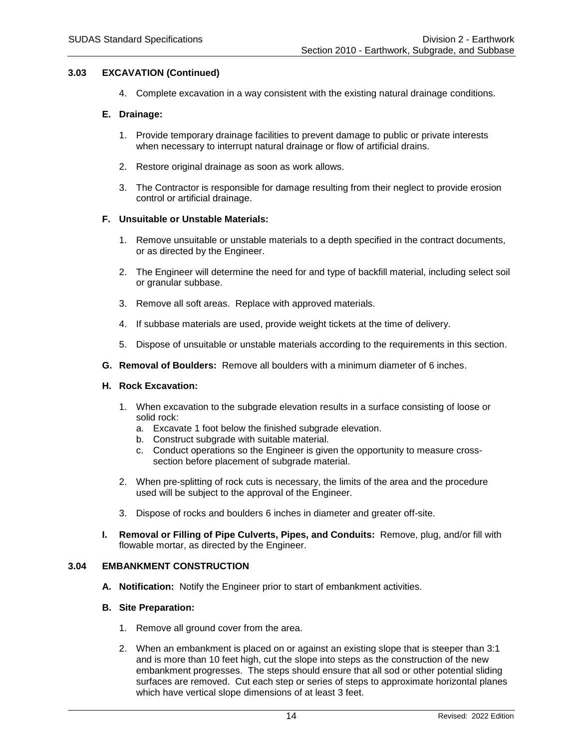## 3.03 EXCAVATION (Continued)

4. Complete excavation in a way consistent with the existing natural drainage conditions.

**E. Drainage:**

1. Provide temporary drainage facilities to prevent damage to public or private interests when necessary to interrupt natural drainage or flow of artificial drains.

2. Restore original drainage as soon as work allows.

3. The Contractor is responsible for damage resulting from their neglect to provide erosion control or artificial drainage.

**F. Unsuitable or Unstable Materials:**

1. Remove unsuitable or unstable materials to a depth specified in the contract documents, or as directed by the Engineer.

2. The Engineer will determine the need for and type of backfill material, including select soil or granular subbase.

3. Remove all soft areas. Replace with approved materials.

4. If subbase materials are used, provide weight tickets at the time of delivery.

5. Dispose of unsuitable or unstable materials according to the requirements in this section.

**G. Removal of Boulders:** Remove all boulders with a minimum diameter of 6 inches.

**H. Rock Excavation:**

1. When excavation to the subgrade elevation results in a surface consisting of loose or solid rock:
   a. Excavate 1 foot below the finished subgrade elevation.
   b. Construct subgrade with suitable material.
   c. Conduct operations so the Engineer is given the opportunity to measure cross-section before placement of subgrade material.

2. When pre-splitting of rock cuts is necessary, the limits of the area and the procedure used will be subject to the approval of the Engineer.

3. Dispose of rocks and boulders 6 inches in diameter and greater off-site.

**I. Removal or Filling of Pipe Culverts, Pipes, and Conduits:** Remove, plug, and/or fill with flowable mortar, as directed by the Engineer.

## 3.04 EMBANKMENT CONSTRUCTION

**A. Notification:** Notify the Engineer prior to start of embankment activities.

**B. Site Preparation:**

1. Remove all ground cover from the area.

2. When an embankment is placed on or against an existing slope that is steeper than 3:1 and is more than 10 feet high, cut the slope into steps as the construction of the new embankment progresses. The steps should ensure that all sod or other potential sliding surfaces are removed. Cut each step or series of steps to approximate horizontal planes which have vertical slope dimensions of at least 3 feet.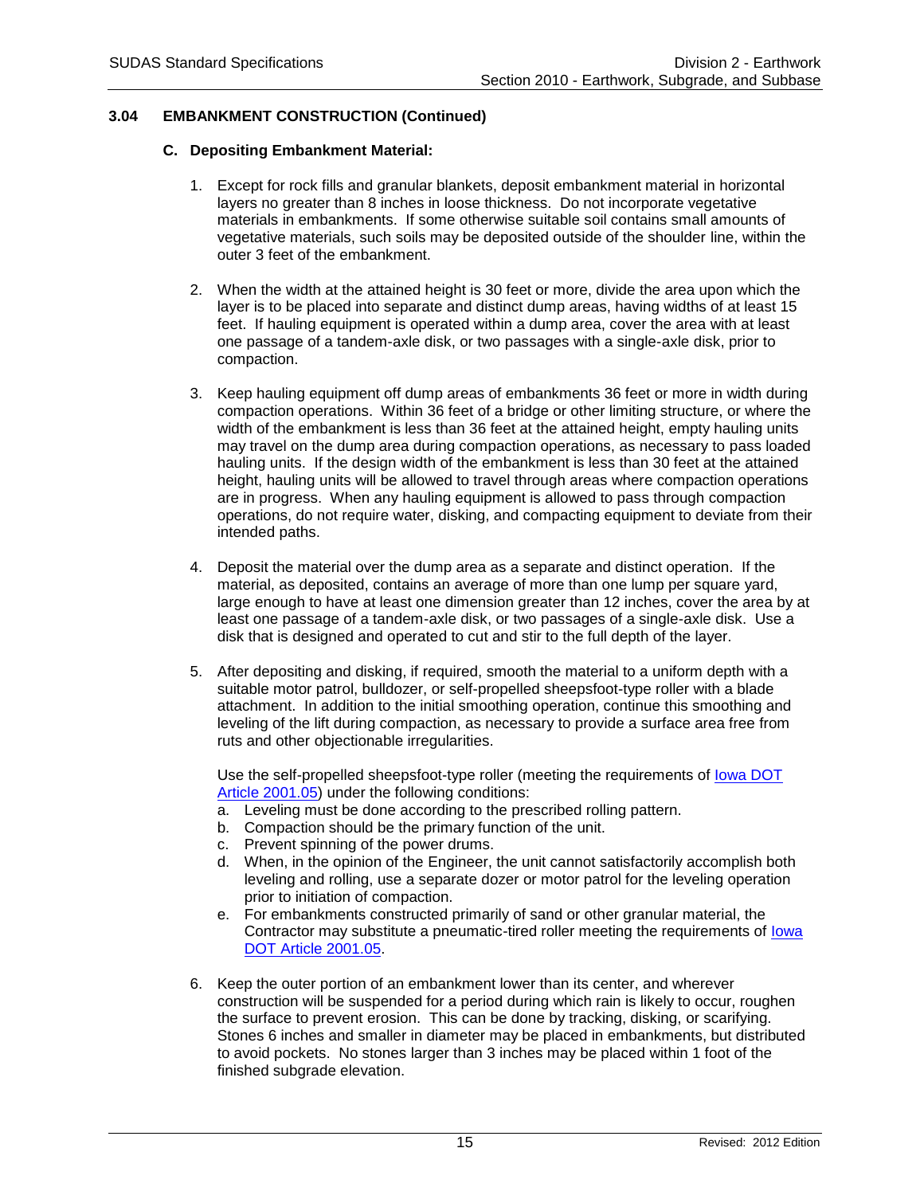## 3.04 EMBANKMENT CONSTRUCTION (Continued)

### C. Depositing Embankment Material:

1. Except for rock fills and granular blankets, deposit embankment material in horizontal layers no greater than 8 inches in loose thickness. Do not incorporate vegetative materials in embankments. If some otherwise suitable soil contains small amounts of vegetative materials, such soils may be deposited outside of the shoulder line, within the outer 3 feet of the embankment.

2. When the width at the attained height is 30 feet or more, divide the area upon which the layer is to be placed into separate and distinct dump areas, having widths of at least 15 feet. If hauling equipment is operated within a dump area, cover the area with at least one passage of a tandem-axle disk, or two passages with a single-axle disk, prior to compaction.

3. Keep hauling equipment off dump areas of embankments 36 feet or more in width during compaction operations. Within 36 feet of a bridge or other limiting structure, or where the width of the embankment is less than 36 feet at the attained height, empty hauling units may travel on the dump area during compaction operations, as necessary to pass loaded hauling units. If the design width of the embankment is less than 30 feet at the attained height, hauling units will be allowed to travel through areas where compaction operations are in progress. When any hauling equipment is allowed to pass through compaction operations, do not require water, disking, and compacting equipment to deviate from their intended paths.

4. Deposit the material over the dump area as a separate and distinct operation. If the material, as deposited, contains an average of more than one lump per square yard, large enough to have at least one dimension greater than 12 inches, cover the area by at least one passage of a tandem-axle disk, or two passages of a single-axle disk. Use a disk that is designed and operated to cut and stir to the full depth of the layer.

5. After depositing and disking, if required, smooth the material to a uniform depth with a suitable motor patrol, bulldozer, or self-propelled sheepsfoot-type roller with a blade attachment. In addition to the initial smoothing operation, continue this smoothing and leveling of the lift during compaction, as necessary to provide a surface area free from ruts and other objectionable irregularities.

   Use the self-propelled sheepsfoot-type roller (meeting the requirements of Iowa DOT Article 2001.05) under the following conditions:

   a. Leveling must be done according to the prescribed rolling pattern.
   b. Compaction should be the primary function of the unit.
   c. Prevent spinning of the power drums.
   d. When, in the opinion of the Engineer, the unit cannot satisfactorily accomplish both leveling and rolling, use a separate dozer or motor patrol for the leveling operation prior to initiation of compaction.
   e. For embankments constructed primarily of sand or other granular material, the Contractor may substitute a pneumatic-tired roller meeting the requirements of Iowa DOT Article 2001.05.

6. Keep the outer portion of an embankment lower than its center, and wherever construction will be suspended for a period during which rain is likely to occur, roughen the surface to prevent erosion. This can be done by tracking, disking, or scarifying. Stones 6 inches and smaller in diameter may be placed in embankments, but distributed to avoid pockets. No stones larger than 3 inches may be placed within 1 foot of the finished subgrade elevation.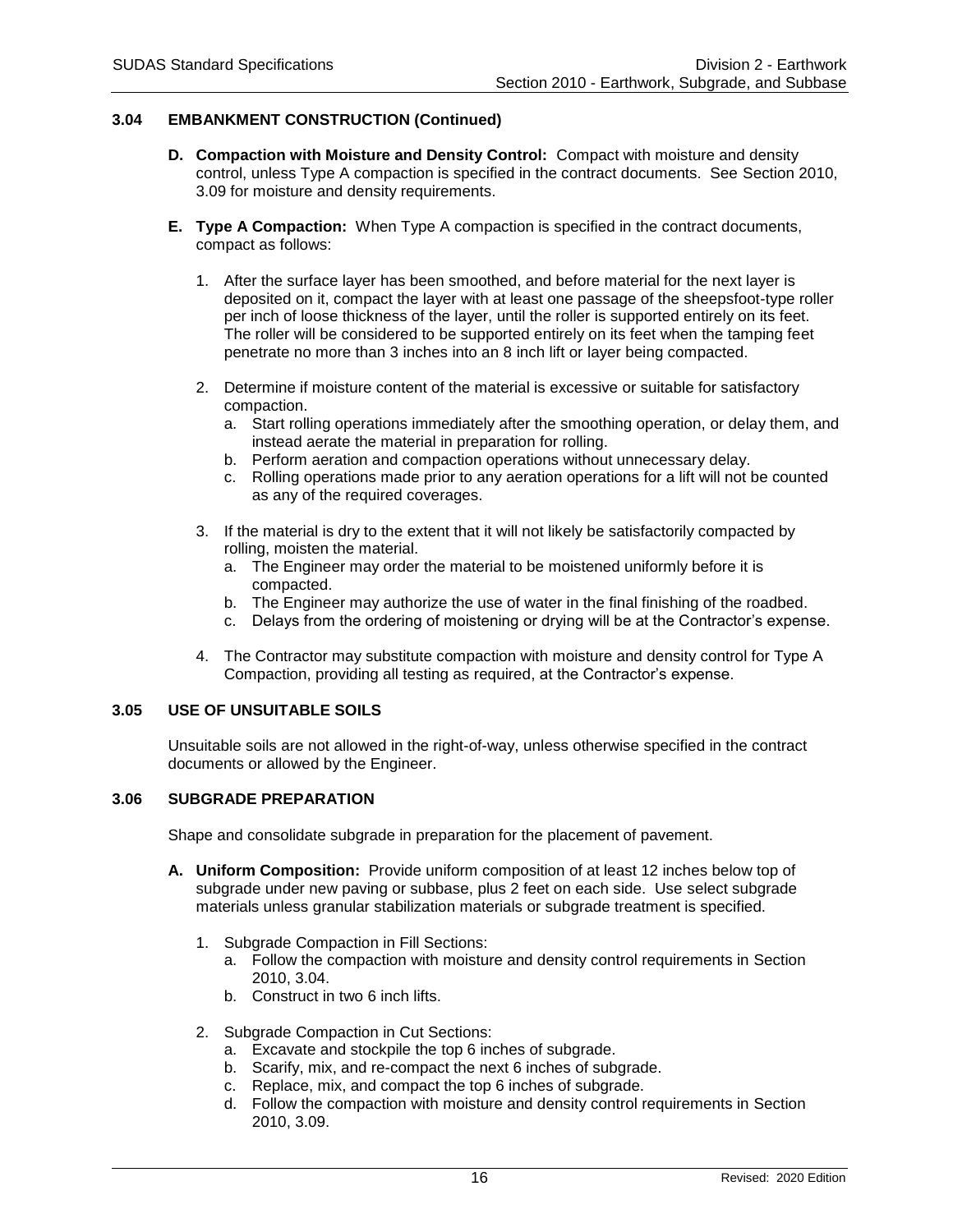## 3.04 EMBANKMENT CONSTRUCTION (Continued)

**D. Compaction with Moisture and Density Control:** Compact with moisture and density control, unless Type A compaction is specified in the contract documents. See Section 2010, 3.09 for moisture and density requirements.

**E. Type A Compaction:** When Type A compaction is specified in the contract documents, compact as follows:

1. After the surface layer has been smoothed, and before material for the next layer is deposited on it, compact the layer with at least one passage of the sheepsfoot-type roller per inch of loose thickness of the layer, until the roller is supported entirely on its feet. The roller will be considered to be supported entirely on its feet when the tamping feet penetrate no more than 3 inches into an 8 inch lift or layer being compacted.

2. Determine if moisture content of the material is excessive or suitable for satisfactory compaction.
   a. Start rolling operations immediately after the smoothing operation, or delay them, and instead aerate the material in preparation for rolling.
   b. Perform aeration and compaction operations without unnecessary delay.
   c. Rolling operations made prior to any aeration operations for a lift will not be counted as any of the required coverages.

3. If the material is dry to the extent that it will not likely be satisfactorily compacted by rolling, moisten the material.
   a. The Engineer may order the material to be moistened uniformly before it is compacted.
   b. The Engineer may authorize the use of water in the final finishing of the roadbed.
   c. Delays from the ordering of moistening or drying will be at the Contractor's expense.

4. The Contractor may substitute compaction with moisture and density control for Type A Compaction, providing all testing as required, at the Contractor's expense.

## 3.05 USE OF UNSUITABLE SOILS

Unsuitable soils are not allowed in the right-of-way, unless otherwise specified in the contract documents or allowed by the Engineer.

## 3.06 SUBGRADE PREPARATION

Shape and consolidate subgrade in preparation for the placement of pavement.

**A. Uniform Composition:** Provide uniform composition of at least 12 inches below top of subgrade under new paving or subbase, plus 2 feet on each side. Use select subgrade materials unless granular stabilization materials or subgrade treatment is specified.

1. Subgrade Compaction in Fill Sections:
   a. Follow the compaction with moisture and density control requirements in Section 2010, 3.04.
   b. Construct in two 6 inch lifts.

2. Subgrade Compaction in Cut Sections:
   a. Excavate and stockpile the top 6 inches of subgrade.
   b. Scarify, mix, and re-compact the next 6 inches of subgrade.
   c. Replace, mix, and compact the top 6 inches of subgrade.
   d. Follow the compaction with moisture and density control requirements in Section 2010, 3.09.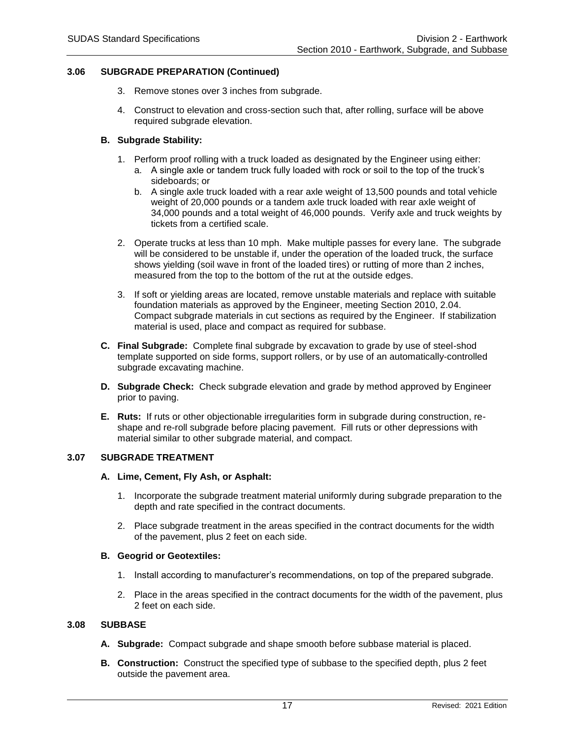## 3.06 SUBGRADE PREPARATION (Continued)

3. Remove stones over 3 inches from subgrade.

4. Construct to elevation and cross-section such that, after rolling, surface will be above required subgrade elevation.

### B. Subgrade Stability:

1. Perform proof rolling with a truck loaded as designated by the Engineer using either:
   a. A single axle or tandem truck fully loaded with rock or soil to the top of the truck's sideboards; or
   b. A single axle truck loaded with a rear axle weight of 13,500 pounds and total vehicle weight of 20,000 pounds or a tandem axle truck loaded with rear axle weight of 34,000 pounds and a total weight of 46,000 pounds. Verify axle and truck weights by tickets from a certified scale.

2. Operate trucks at less than 10 mph. Make multiple passes for every lane. The subgrade will be considered to be unstable if, under the operation of the loaded truck, the surface shows yielding (soil wave in front of the loaded tires) or rutting of more than 2 inches, measured from the top to the bottom of the rut at the outside edges.

3. If soft or yielding areas are located, remove unstable materials and replace with suitable foundation materials as approved by the Engineer, meeting Section 2010, 2.04. Compact subgrade materials in cut sections as required by the Engineer. If stabilization material is used, place and compact as required for subbase.

**C. Final Subgrade:** Complete final subgrade by excavation to grade by use of steel-shod template supported on side forms, support rollers, or by use of an automatically-controlled subgrade excavating machine.

**D. Subgrade Check:** Check subgrade elevation and grade by method approved by Engineer prior to paving.

**E. Ruts:** If ruts or other objectionable irregularities form in subgrade during construction, re-shape and re-roll subgrade before placing pavement. Fill ruts or other depressions with material similar to other subgrade material, and compact.

## 3.07 SUBGRADE TREATMENT

### A. Lime, Cement, Fly Ash, or Asphalt:

1. Incorporate the subgrade treatment material uniformly during subgrade preparation to the depth and rate specified in the contract documents.

2. Place subgrade treatment in the areas specified in the contract documents for the width of the pavement, plus 2 feet on each side.

### B. Geogrid or Geotextiles:

1. Install according to manufacturer's recommendations, on top of the prepared subgrade.

2. Place in the areas specified in the contract documents for the width of the pavement, plus 2 feet on each side.

## 3.08 SUBBASE

**A. Subgrade:** Compact subgrade and shape smooth before subbase material is placed.

**B. Construction:** Construct the specified type of subbase to the specified depth, plus 2 feet outside the pavement area.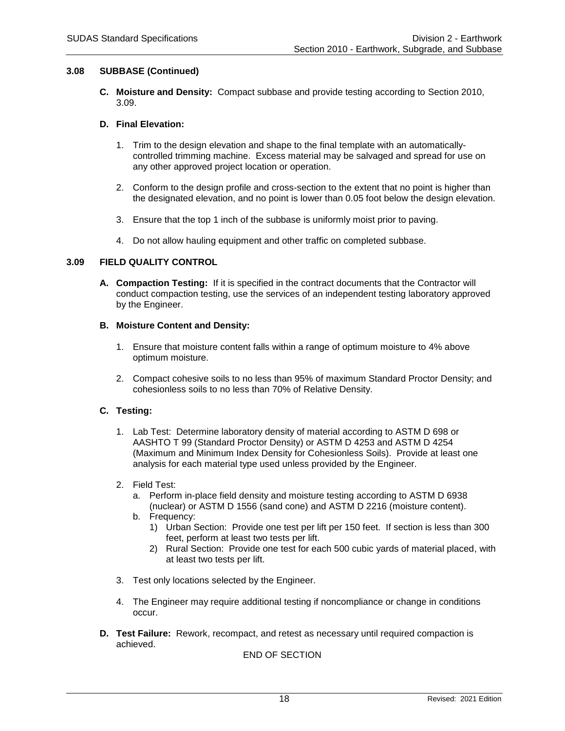## 3.08 SUBBASE (Continued)

**C. Moisture and Density:** Compact subbase and provide testing according to Section 2010, 3.09.

**D. Final Elevation:**

1. Trim to the design elevation and shape to the final template with an automatically-controlled trimming machine. Excess material may be salvaged and spread for use on any other approved project location or operation.

2. Conform to the design profile and cross-section to the extent that no point is higher than the designated elevation, and no point is lower than 0.05 foot below the design elevation.

3. Ensure that the top 1 inch of the subbase is uniformly moist prior to paving.

4. Do not allow hauling equipment and other traffic on completed subbase.

## 3.09 FIELD QUALITY CONTROL

**A. Compaction Testing:** If it is specified in the contract documents that the Contractor will conduct compaction testing, use the services of an independent testing laboratory approved by the Engineer.

**B. Moisture Content and Density:**

1. Ensure that moisture content falls within a range of optimum moisture to 4% above optimum moisture.

2. Compact cohesive soils to no less than 95% of maximum Standard Proctor Density; and cohesionless soils to no less than 70% of Relative Density.

**C. Testing:**

1. Lab Test: Determine laboratory density of material according to ASTM D 698 or AASHTO T 99 (Standard Proctor Density) or ASTM D 4253 and ASTM D 4254 (Maximum and Minimum Index Density for Cohesionless Soils). Provide at least one analysis for each material type used unless provided by the Engineer.

2. Field Test:
   a. Perform in-place field density and moisture testing according to ASTM D 6938 (nuclear) or ASTM D 1556 (sand cone) and ASTM D 2216 (moisture content).
   b. Frequency:
      1) Urban Section: Provide one test per lift per 150 feet. If section is less than 300 feet, perform at least two tests per lift.
      2) Rural Section: Provide one test for each 500 cubic yards of material placed, with at least two tests per lift.

3. Test only locations selected by the Engineer.

4. The Engineer may require additional testing if noncompliance or change in conditions occur.

**D. Test Failure:** Rework, recompact, and retest as necessary until required compaction is achieved.

END OF SECTION